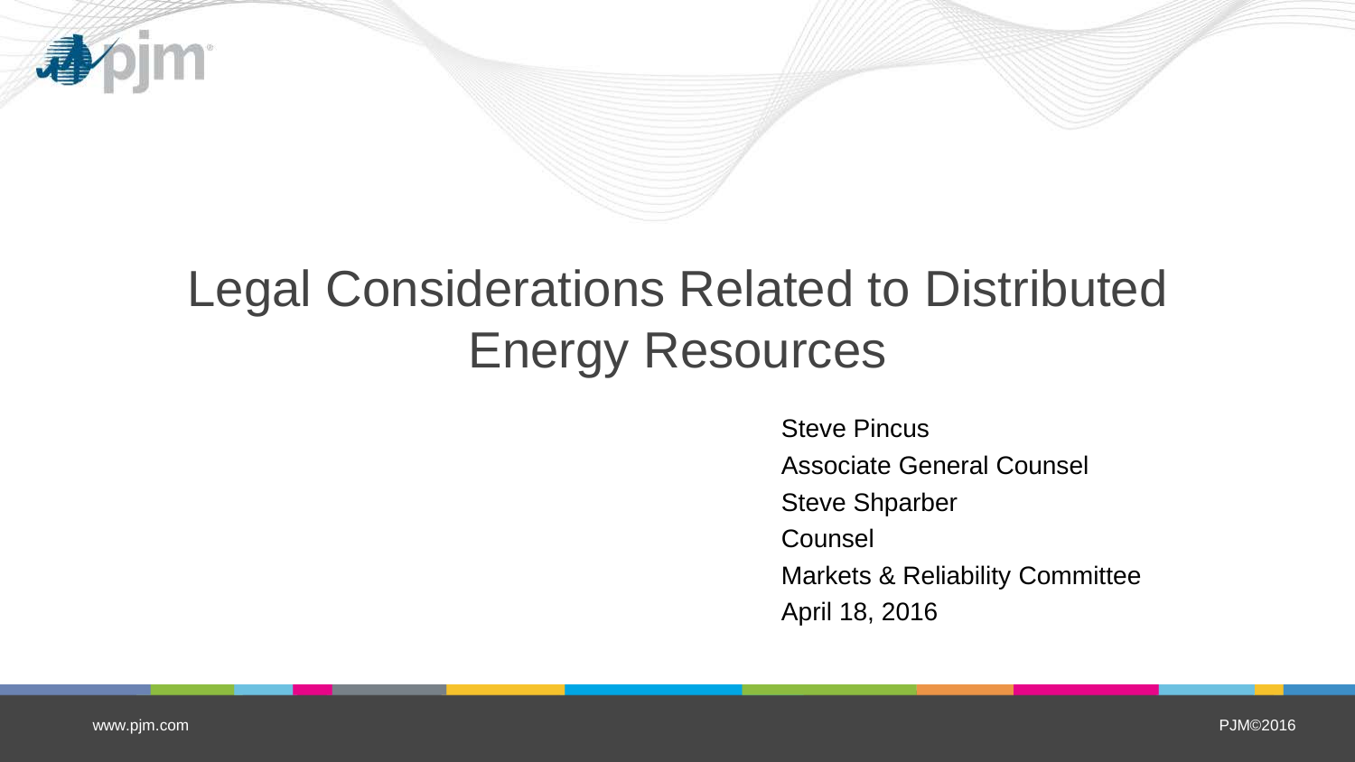# Legal Considerations Related to Distributed Energy Resources

Steve Pincus

Associate General Counsel

Steve Shparber

Counsel

Markets & Reliability Committee

April 18, 2016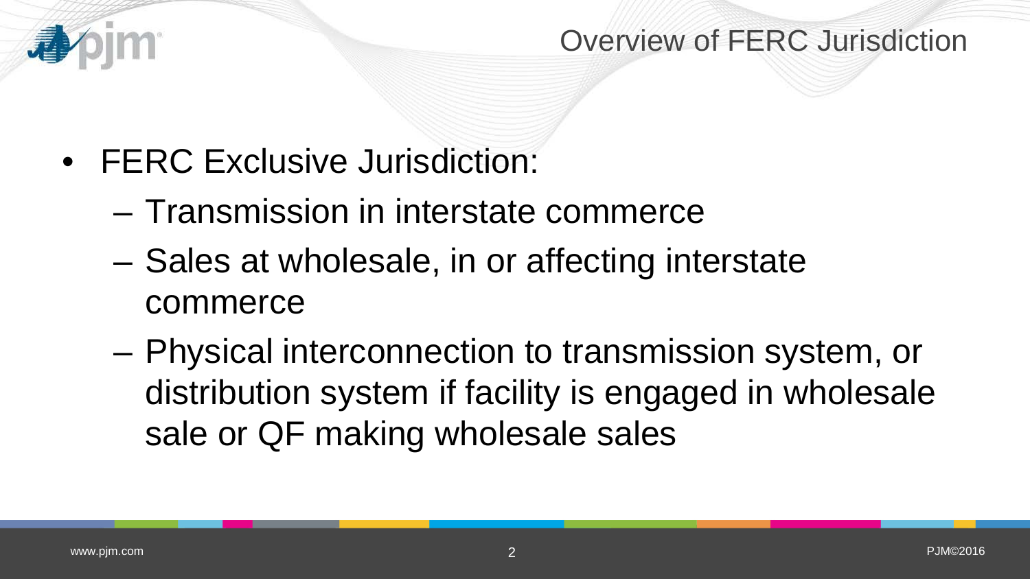# Overview of FERC Jurisdiction

- FERC Exclusive Jurisdiction:
  - Transmission in interstate commerce
  - Sales at wholesale, in or affecting interstate commerce
  - Physical interconnection to transmission system, or distribution system if facility is engaged in wholesale sale or QF making wholesale sales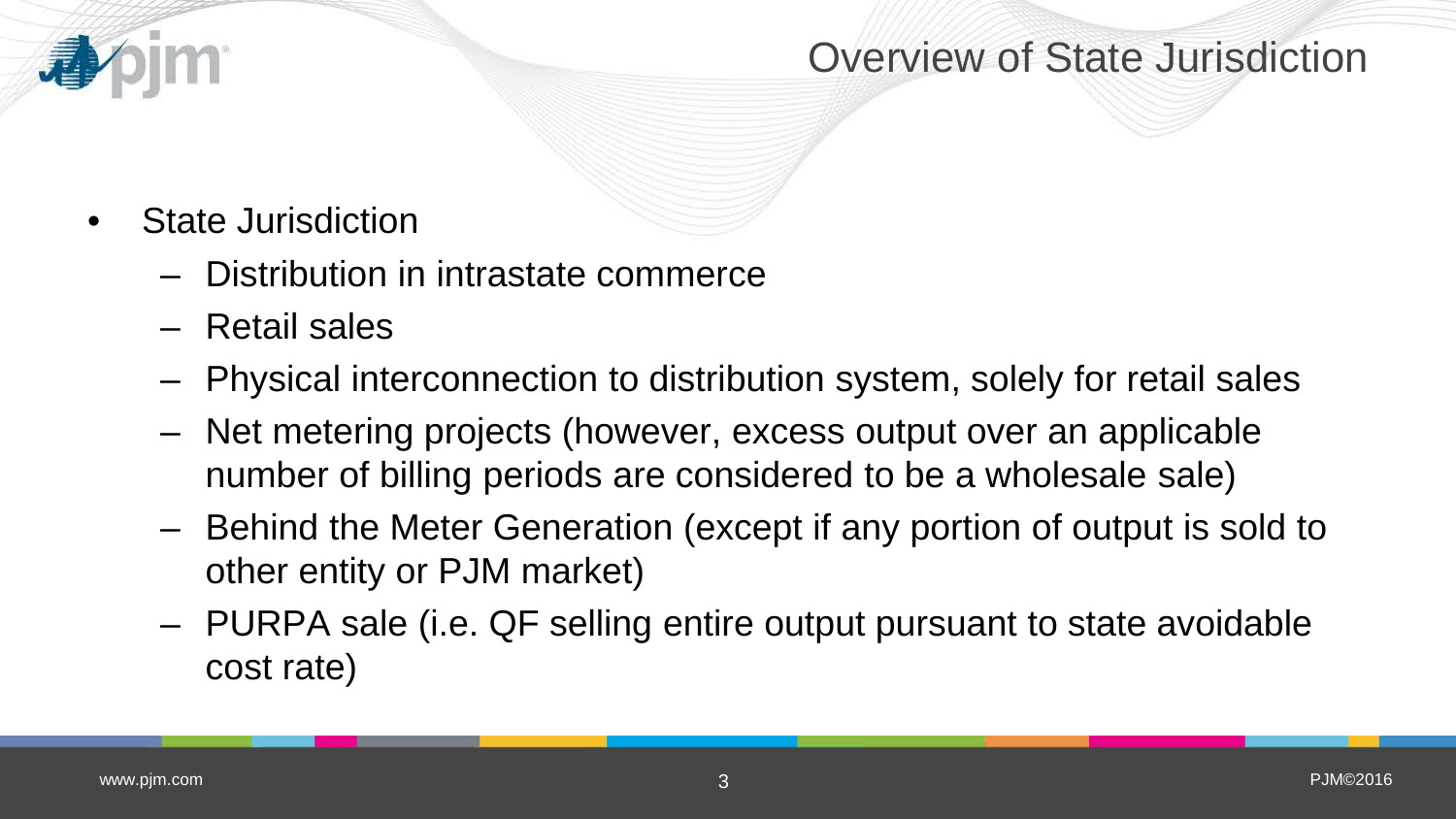# Overview of State Jurisdiction

- State Jurisdiction
  - Distribution in intrastate commerce
  - Retail sales
  - Physical interconnection to distribution system, solely for retail sales
  - Net metering projects (however, excess output over an applicable number of billing periods are considered to be a wholesale sale)
  - Behind the Meter Generation (except if any portion of output is sold to other entity or PJM market)
  - PURPA sale (i.e. QF selling entire output pursuant to state avoidable cost rate)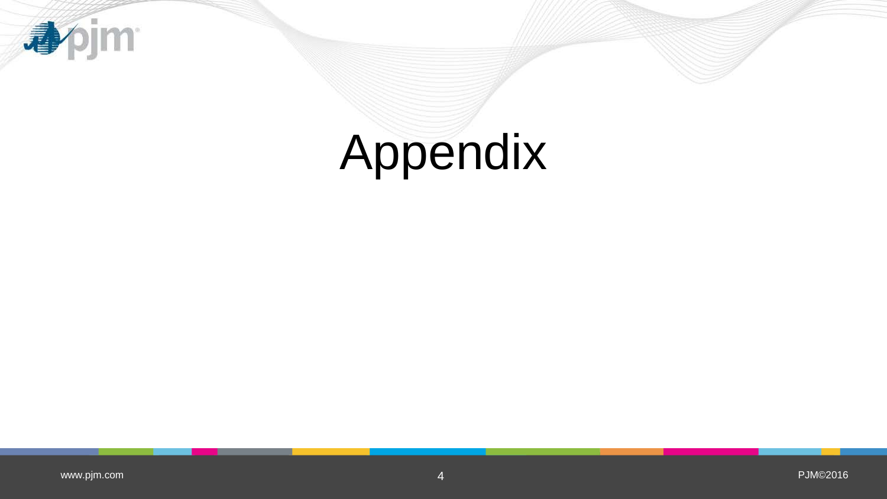# Appendix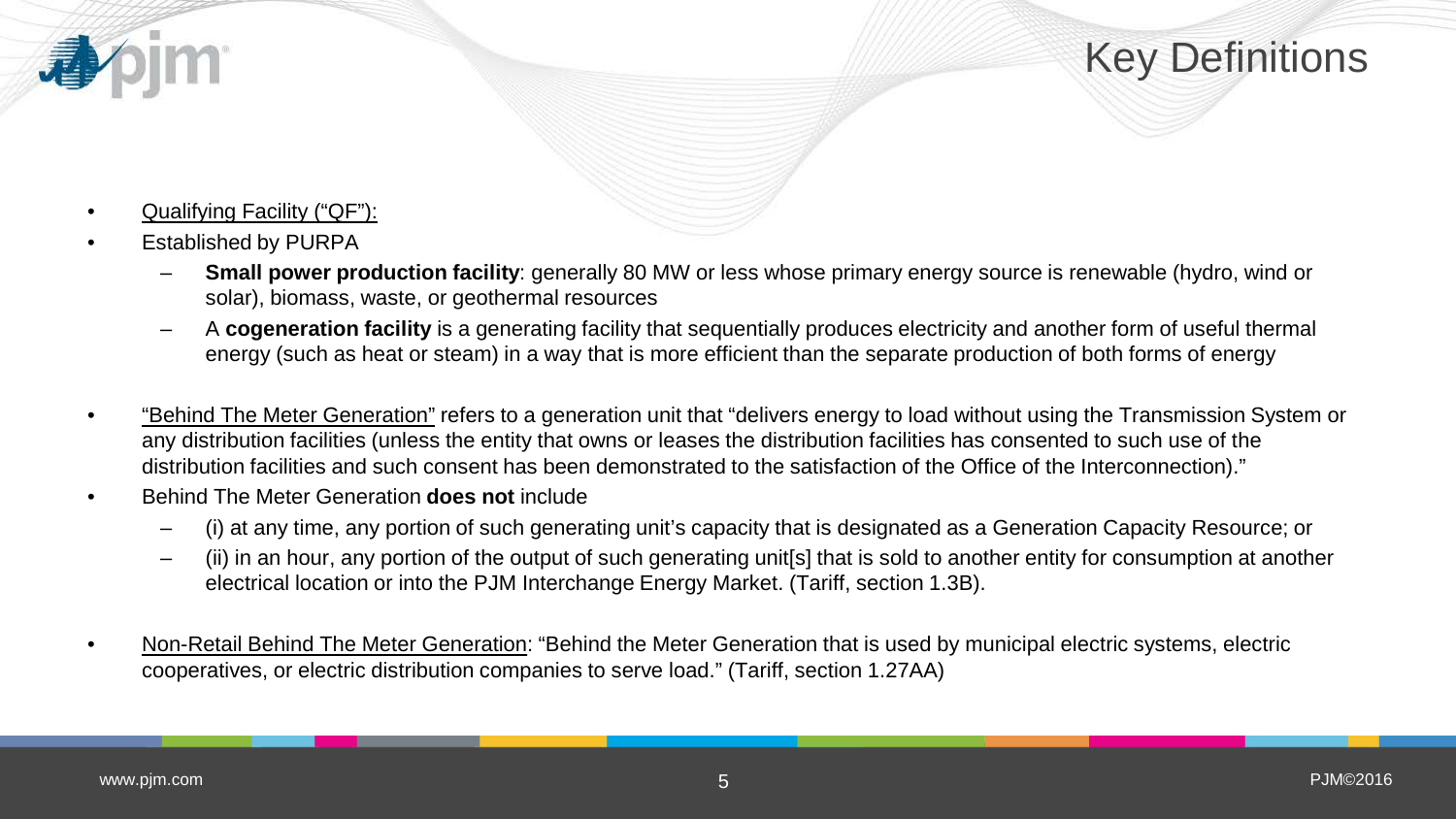# Key Definitions

- Qualifying Facility ("QF"):
- Established by PURPA
  - **Small power production facility**: generally 80 MW or less whose primary energy source is renewable (hydro, wind or solar), biomass, waste, or geothermal resources
  - A **cogeneration facility** is a generating facility that sequentially produces electricity and another form of useful thermal energy (such as heat or steam) in a way that is more efficient than the separate production of both forms of energy

- "Behind The Meter Generation" refers to a generation unit that "delivers energy to load without using the Transmission System or any distribution facilities (unless the entity that owns or leases the distribution facilities has consented to such use of the distribution facilities and such consent has been demonstrated to the satisfaction of the Office of the Interconnection)."
- Behind The Meter Generation **does not** include
  - (i) at any time, any portion of such generating unit's capacity that is designated as a Generation Capacity Resource; or
  - (ii) in an hour, any portion of the output of such generating unit[s] that is sold to another entity for consumption at another electrical location or into the PJM Interchange Energy Market. (Tariff, section 1.3B).

- Non-Retail Behind The Meter Generation: "Behind the Meter Generation that is used by municipal electric systems, electric cooperatives, or electric distribution companies to serve load." (Tariff, section 1.27AA)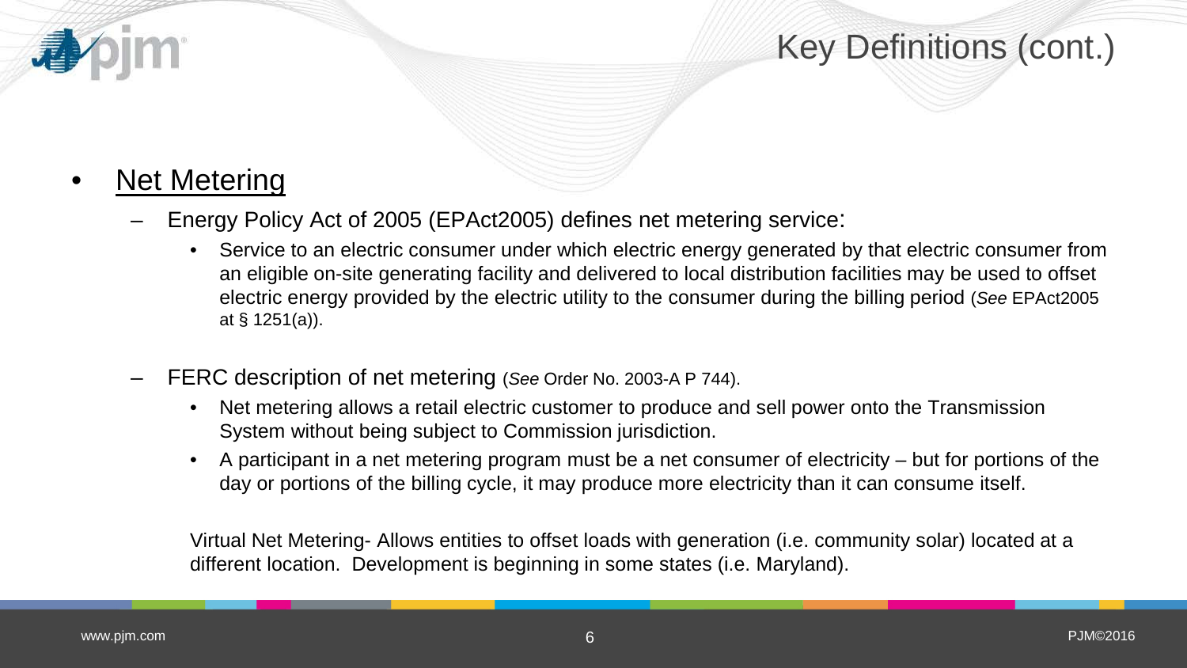# Key Definitions (cont.)

- <u>Net Metering</u>
  - Energy Policy Act of 2005 (EPAct2005) defines net metering service:
    - Service to an electric consumer under which electric energy generated by that electric consumer from an eligible on-site generating facility and delivered to local distribution facilities may be used to offset electric energy provided by the electric utility to the consumer during the billing period (*See* EPAct2005 at § 1251(a)).
  - FERC description of net metering (*See* Order No. 2003-A P 744).
    - Net metering allows a retail electric customer to produce and sell power onto the Transmission System without being subject to Commission jurisdiction.
    - A participant in a net metering program must be a net consumer of electricity – but for portions of the day or portions of the billing cycle, it may produce more electricity than it can consume itself.

  Virtual Net Metering- Allows entities to offset loads with generation (i.e. community solar) located at a different location. Development is beginning in some states (i.e. Maryland).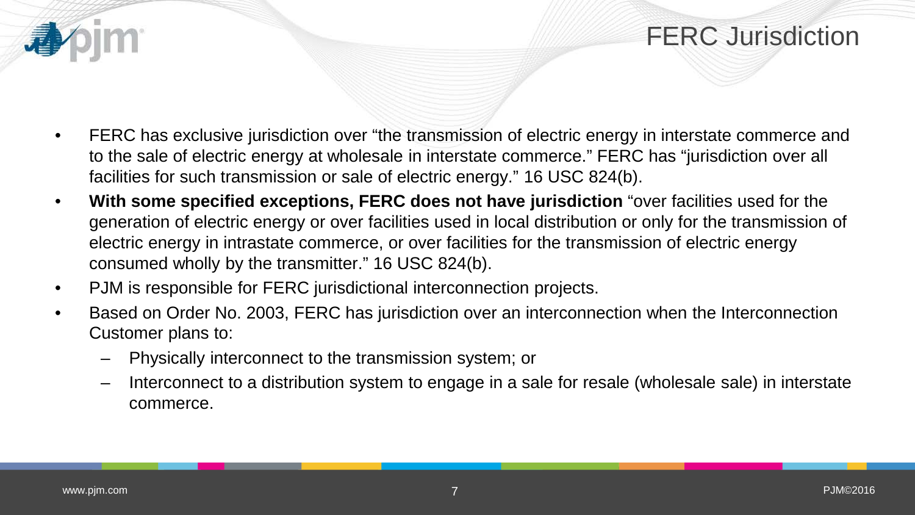# FERC Jurisdiction

- FERC has exclusive jurisdiction over "the transmission of electric energy in interstate commerce and to the sale of electric energy at wholesale in interstate commerce." FERC has "jurisdiction over all facilities for such transmission or sale of electric energy." 16 USC 824(b).
- **With some specified exceptions, FERC does not have jurisdiction** "over facilities used for the generation of electric energy or over facilities used in local distribution or only for the transmission of electric energy in intrastate commerce, or over facilities for the transmission of electric energy consumed wholly by the transmitter." 16 USC 824(b).
- PJM is responsible for FERC jurisdictional interconnection projects.
- Based on Order No. 2003, FERC has jurisdiction over an interconnection when the Interconnection Customer plans to:
  - Physically interconnect to the transmission system; or
  - Interconnect to a distribution system to engage in a sale for resale (wholesale sale) in interstate commerce.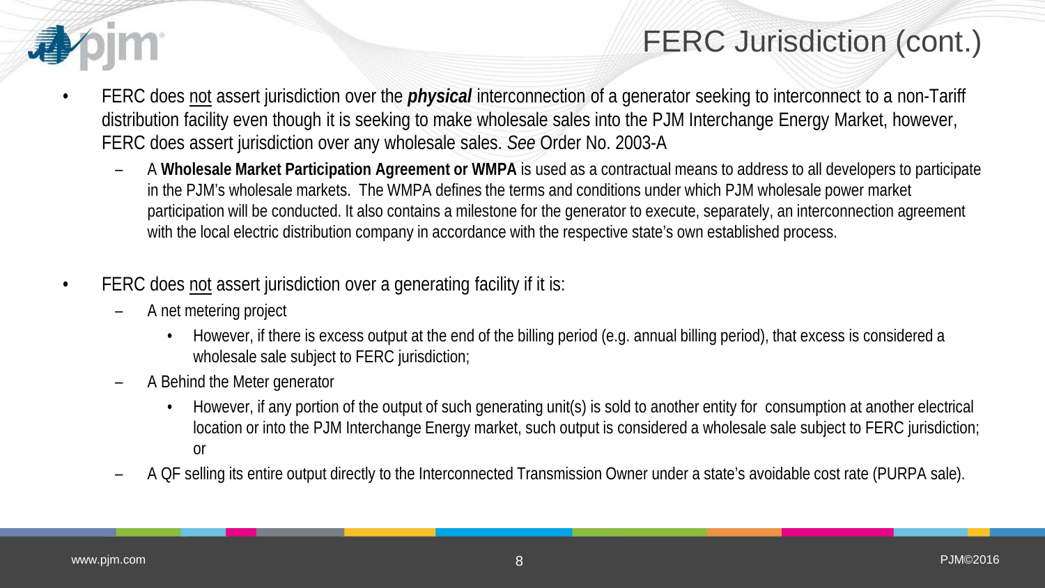# FERC Jurisdiction (cont.)

- FERC does <u>not</u> assert jurisdiction over the ***physical*** interconnection of a generator seeking to interconnect to a non-Tariff distribution facility even though it is seeking to make wholesale sales into the PJM Interchange Energy Market, however, FERC does assert jurisdiction over any wholesale sales. *See* Order No. 2003-A
  - A **Wholesale Market Participation Agreement or WMPA** is used as a contractual means to address to all developers to participate in the PJM's wholesale markets. The WMPA defines the terms and conditions under which PJM wholesale power market participation will be conducted. It also contains a milestone for the generator to execute, separately, an interconnection agreement with the local electric distribution company in accordance with the respective state's own established process.

- FERC does <u>not</u> assert jurisdiction over a generating facility if it is:
  - A net metering project
    - However, if there is excess output at the end of the billing period (e.g. annual billing period), that excess is considered a wholesale sale subject to FERC jurisdiction;
  - A Behind the Meter generator
    - However, if any portion of the output of such generating unit(s) is sold to another entity for consumption at another electrical location or into the PJM Interchange Energy market, such output is considered a wholesale sale subject to FERC jurisdiction; or
  - A QF selling its entire output directly to the Interconnected Transmission Owner under a state's avoidable cost rate (PURPA sale).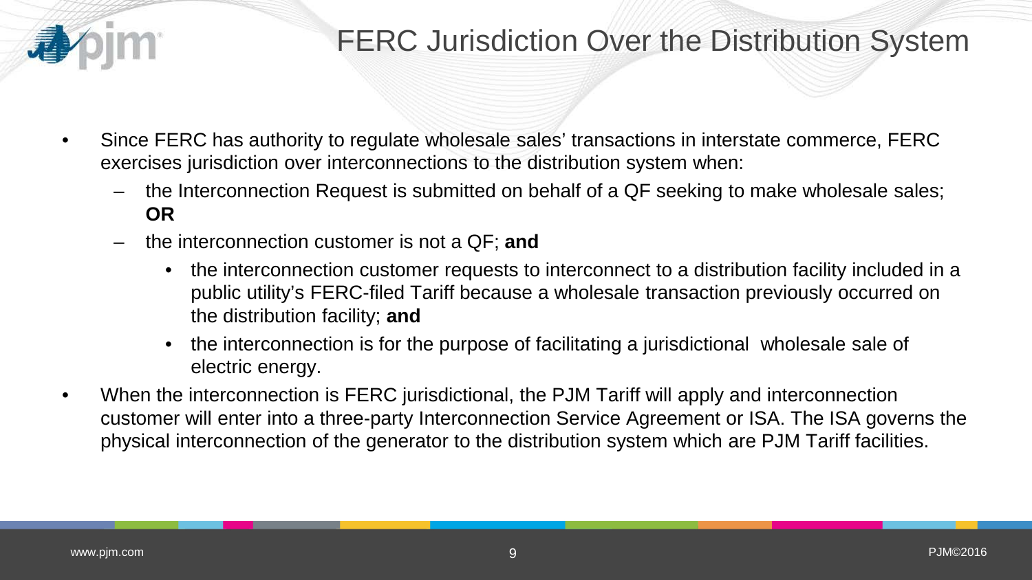# FERC Jurisdiction Over the Distribution System

- Since FERC has authority to regulate wholesale sales' transactions in interstate commerce, FERC exercises jurisdiction over interconnections to the distribution system when:
  - the Interconnection Request is submitted on behalf of a QF seeking to make wholesale sales; **OR**
  - the interconnection customer is not a QF; **and**
    - the interconnection customer requests to interconnect to a distribution facility included in a public utility's FERC-filed Tariff because a wholesale transaction previously occurred on the distribution facility; **and**
    - the interconnection is for the purpose of facilitating a jurisdictional wholesale sale of electric energy.
- When the interconnection is FERC jurisdictional, the PJM Tariff will apply and interconnection customer will enter into a three-party Interconnection Service Agreement or ISA. The ISA governs the physical interconnection of the generator to the distribution system which are PJM Tariff facilities.